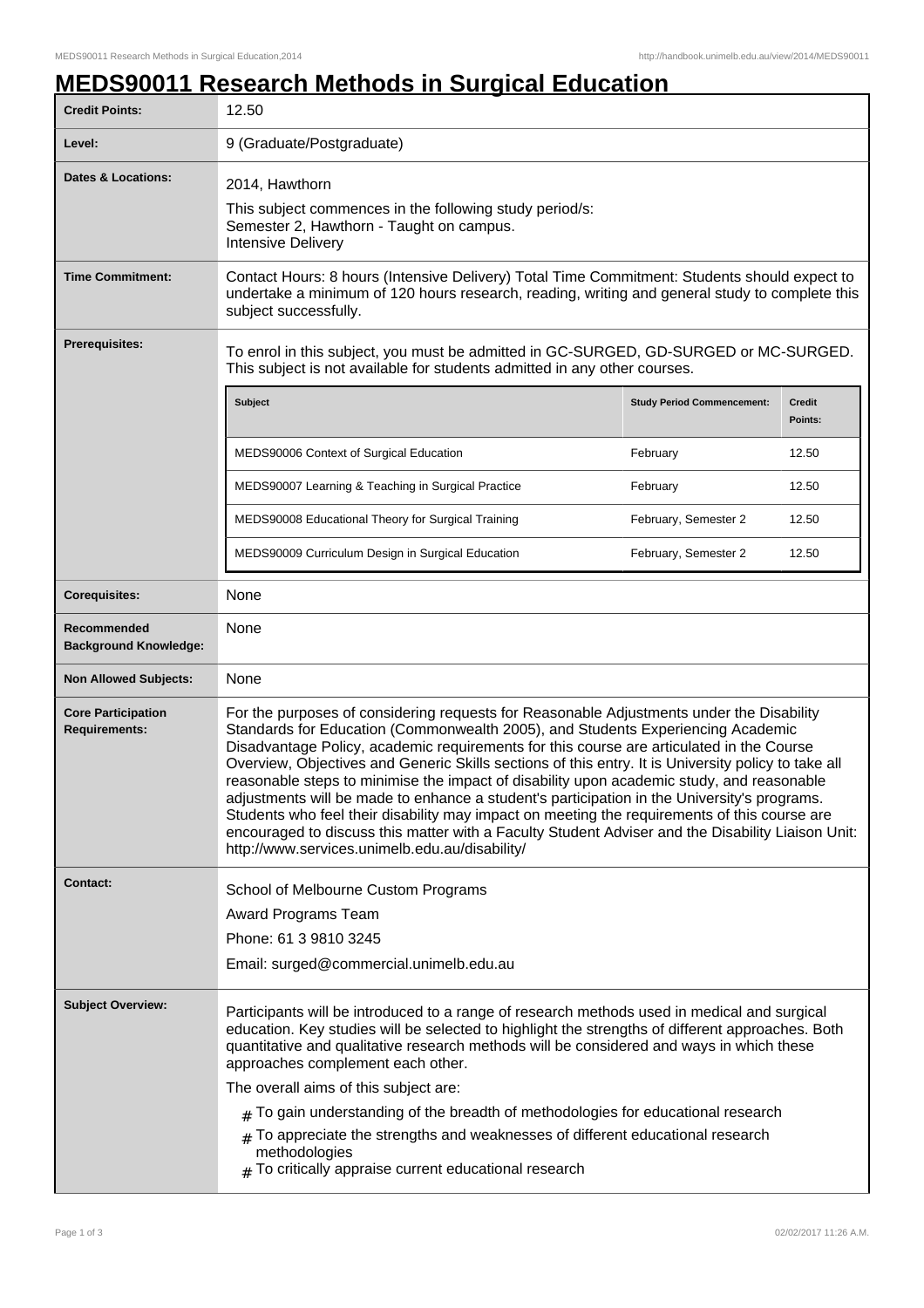# MEDS90011 Research Methods in Surgical Education

| | |
|---|---|
| **Credit Points:** | 12.50 |
| **Level:** | 9 (Graduate/Postgraduate) |
| **Dates & Locations:** | 2014, Hawthorn<br>This subject commences in the following study period/s:<br>Semester 2, Hawthorn - Taught on campus.<br>Intensive Delivery |
| **Time Commitment:** | Contact Hours: 8 hours (Intensive Delivery) Total Time Commitment: Students should expect to undertake a minimum of 120 hours research, reading, writing and general study to complete this subject successfully. |
| **Prerequisites:** | To enrol in this subject, you must be admitted in GC-SURGED, GD-SURGED or MC-SURGED. This subject is not available for students admitted in any other courses. |
| **Corequisites:** | None |
| **Recommended Background Knowledge:** | None |
| **Non Allowed Subjects:** | None |
| **Core Participation Requirements:** | For the purposes of considering requests for Reasonable Adjustments under the Disability Standards for Education (Commonwealth 2005), and Students Experiencing Academic Disadvantage Policy, academic requirements for this course are articulated in the Course Overview, Objectives and Generic Skills sections of this entry. It is University policy to take all reasonable steps to minimise the impact of disability upon academic study, and reasonable adjustments will be made to enhance a student's participation in the University's programs. Students who feel their disability may impact on meeting the requirements of this course are encouraged to discuss this matter with a Faculty Student Adviser and the Disability Liaison Unit: http://www.services.unimelb.edu.au/disability/ |
| **Contact:** | School of Melbourne Custom Programs<br>Award Programs Team<br>Phone: 61 3 9810 3245<br>Email: surged@commercial.unimelb.edu.au |

Prerequisite subjects:

| Subject | Study Period Commencement: | Credit Points: |
|---|---|---|
| MEDS90006 Context of Surgical Education | February | 12.50 |
| MEDS90007 Learning & Teaching in Surgical Practice | February | 12.50 |
| MEDS90008 Educational Theory for Surgical Training | February, Semester 2 | 12.50 |
| MEDS90009 Curriculum Design in Surgical Education | February, Semester 2 | 12.50 |

**Subject Overview:**

Participants will be introduced to a range of research methods used in medical and surgical education. Key studies will be selected to highlight the strengths of different approaches. Both quantitative and qualitative research methods will be considered and ways in which these approaches complement each other.

The overall aims of this subject are:

- To gain understanding of the breadth of methodologies for educational research
- To appreciate the strengths and weaknesses of different educational research methodologies
- To critically appraise current educational research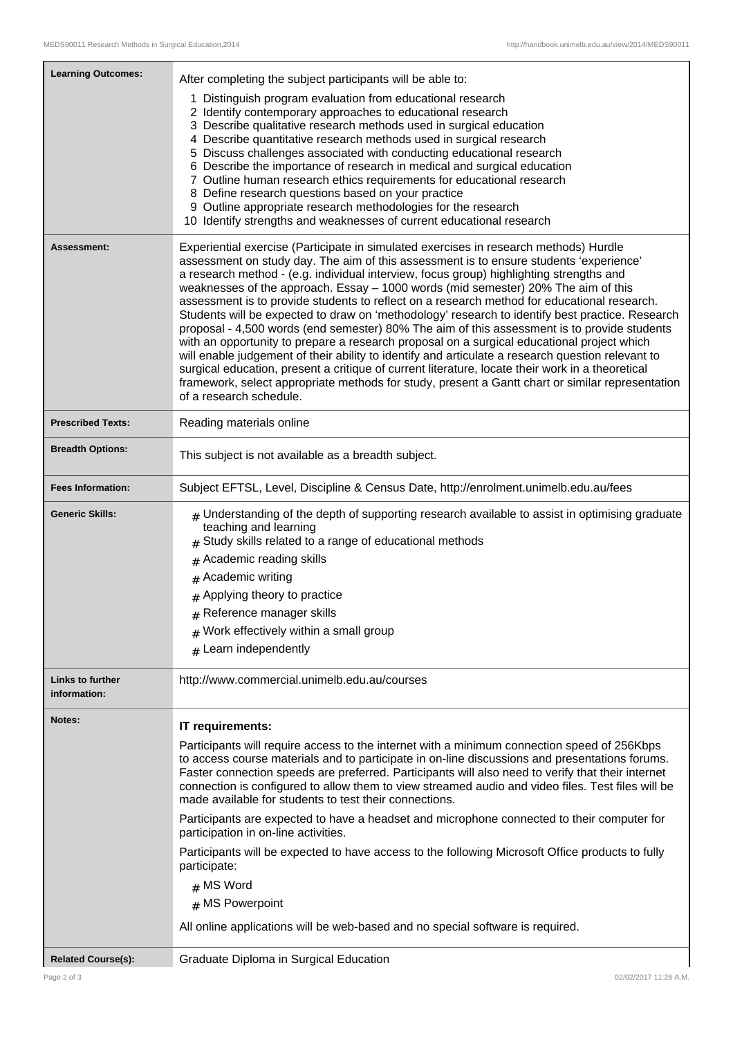| | |
|---|---|
| **Learning Outcomes:** | After completing the subject participants will be able to:<br>1 Distinguish program evaluation from educational research<br>2 Identify contemporary approaches to educational research<br>3 Describe qualitative research methods used in surgical education<br>4 Describe quantitative research methods used in surgical research<br>5 Discuss challenges associated with conducting educational research<br>6 Describe the importance of research in medical and surgical education<br>7 Outline human research ethics requirements for educational research<br>8 Define research questions based on your practice<br>9 Outline appropriate research methodologies for the research<br>10 Identify strengths and weaknesses of current educational research |
| **Assessment:** | Experiential exercise (Participate in simulated exercises in research methods) Hurdle assessment on study day. The aim of this assessment is to ensure students 'experience' a research method - (e.g. individual interview, focus group) highlighting strengths and weaknesses of the approach. Essay – 1000 words (mid semester) 20% The aim of this assessment is to provide students to reflect on a research method for educational research. Students will be expected to draw on 'methodology' research to identify best practice. Research proposal - 4,500 words (end semester) 80% The aim of this assessment is to provide students with an opportunity to prepare a research proposal on a surgical educational project which will enable judgement of their ability to identify and articulate a research question relevant to surgical education, present a critique of current literature, locate their work in a theoretical framework, select appropriate methods for study, present a Gantt chart or similar representation of a research schedule. |
| **Prescribed Texts:** | Reading materials online |
| **Breadth Options:** | This subject is not available as a breadth subject. |
| **Fees Information:** | Subject EFTSL, Level, Discipline & Census Date, http://enrolment.unimelb.edu.au/fees |
| **Generic Skills:** | # Understanding of the depth of supporting research available to assist in optimising graduate teaching and learning<br># Study skills related to a range of educational methods<br># Academic reading skills<br># Academic writing<br># Applying theory to practice<br># Reference manager skills<br># Work effectively within a small group<br># Learn independently |
| **Links to further information:** | http://www.commercial.unimelb.edu.au/courses |
| **Notes:** | **IT requirements:**<br>Participants will require access to the internet with a minimum connection speed of 256Kbps to access course materials and to participate in on-line discussions and presentations forums. Faster connection speeds are preferred. Participants will also need to verify that their internet connection is configured to allow them to view streamed audio and video files. Test files will be made available for students to test their connections.<br>Participants are expected to have a headset and microphone connected to their computer for participation in on-line activities.<br>Participants will be expected to have access to the following Microsoft Office products to fully participate:<br># MS Word<br># MS Powerpoint<br>All online applications will be web-based and no special software is required. |
| **Related Course(s):** | Graduate Diploma in Surgical Education |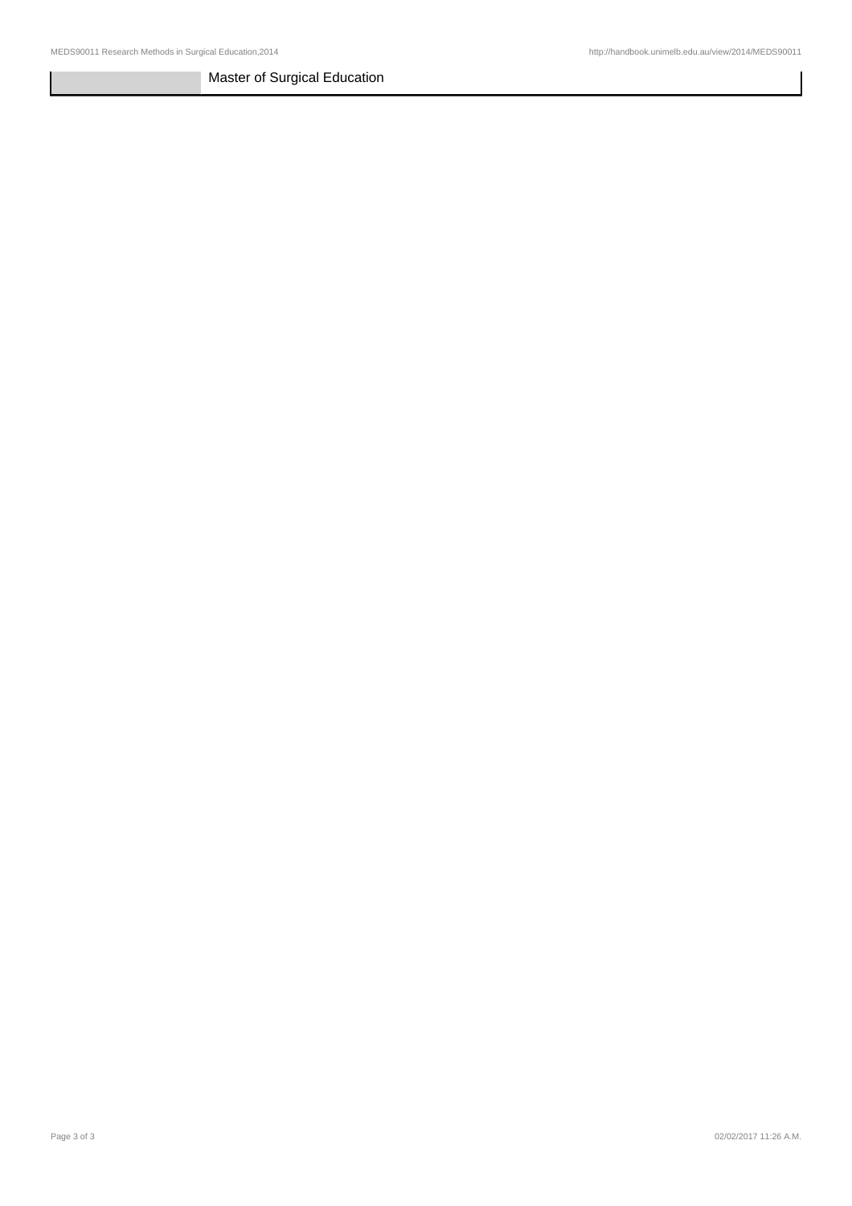| | |
|---|---|
| | Master of Surgical Education |